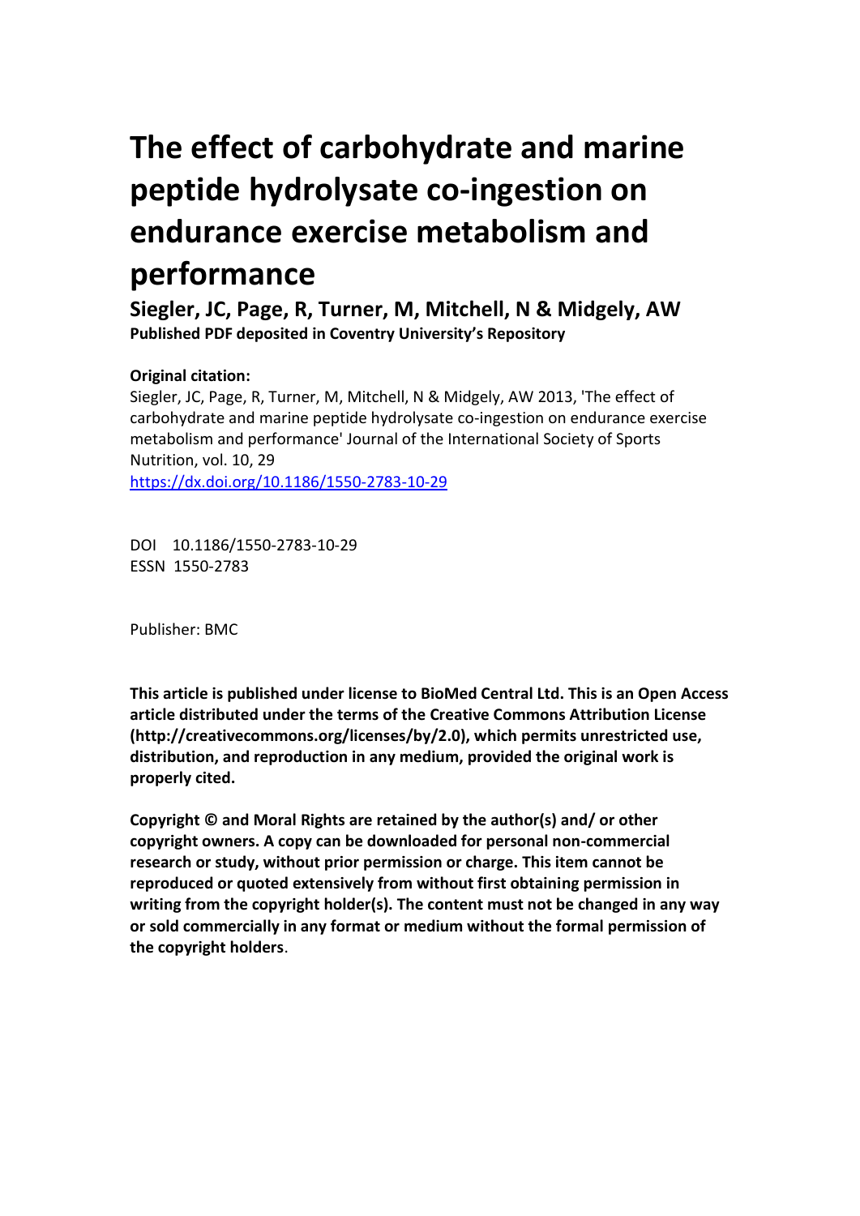# The effect of carbohydrate and marine peptide hydrolysate co-ingestion on endurance exercise metabolism and performance

**Siegler, JC, Page, R, Turner, M, Mitchell, N & Midgely, AW**

**Published PDF deposited in Coventry University's Repository**

**Original citation:**

Siegler, JC, Page, R, Turner, M, Mitchell, N & Midgely, AW 2013, 'The effect of carbohydrate and marine peptide hydrolysate co-ingestion on endurance exercise metabolism and performance' Journal of the International Society of Sports Nutrition, vol. 10, 29

https://dx.doi.org/10.1186/1550-2783-10-29

DOI 10.1186/1550-2783-10-29

ESSN 1550-2783

Publisher: BMC

**This article is published under license to BioMed Central Ltd. This is an Open Access article distributed under the terms of the Creative Commons Attribution License (http://creativecommons.org/licenses/by/2.0), which permits unrestricted use, distribution, and reproduction in any medium, provided the original work is properly cited.**

**Copyright © and Moral Rights are retained by the author(s) and/ or other copyright owners. A copy can be downloaded for personal non-commercial research or study, without prior permission or charge. This item cannot be reproduced or quoted extensively from without first obtaining permission in writing from the copyright holder(s). The content must not be changed in any way or sold commercially in any format or medium without the formal permission of the copyright holders.**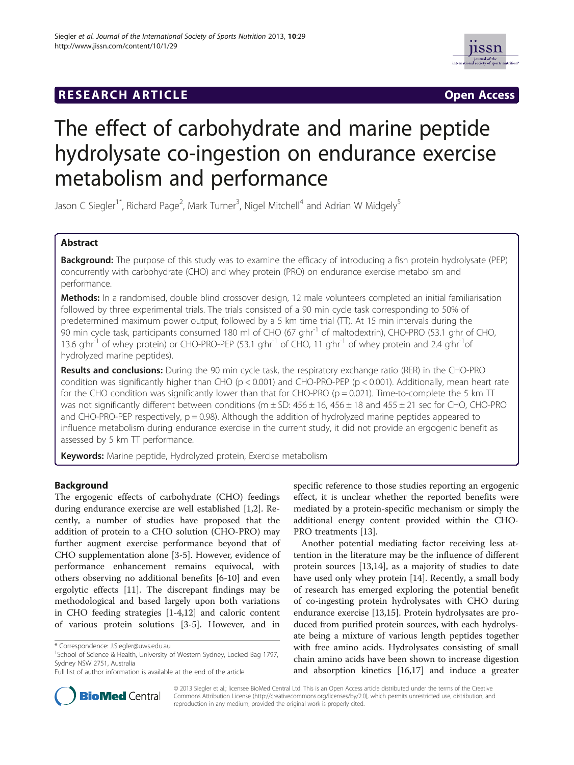# The effect of carbohydrate and marine peptide hydrolysate co-ingestion on endurance exercise metabolism and performance

Jason C Siegler[1*], Richard Page[2], Mark Turner[3], Nigel Mitchell[4] and Adrian W Midgely[5]

## Abstract

**Background:** The purpose of this study was to examine the efficacy of introducing a fish protein hydrolysate (PEP) concurrently with carbohydrate (CHO) and whey protein (PRO) on endurance exercise metabolism and performance.

**Methods:** In a randomised, double blind crossover design, 12 male volunteers completed an initial familiarisation followed by three experimental trials. The trials consisted of a 90 min cycle task corresponding to 50% of predetermined maximum power output, followed by a 5 km time trial (TT). At 15 min intervals during the 90 min cycle task, participants consumed 180 ml of CHO (67 g·hr$^{-1}$ of maltodextrin), CHO-PRO (53.1 g·hr of CHO, 13.6 g·hr$^{-1}$ of whey protein) or CHO-PRO-PEP (53.1 g·hr$^{-1}$ of CHO, 11 g·hr$^{-1}$ of whey protein and 2.4 g·hr$^{-1}$of hydrolyzed marine peptides).

**Results and conclusions:** During the 90 min cycle task, the respiratory exchange ratio (RER) in the CHO-PRO condition was significantly higher than CHO ($p < 0.001$) and CHO-PRO-PEP ($p < 0.001$). Additionally, mean heart rate for the CHO condition was significantly lower than that for CHO-PRO ($p = 0.021$). Time-to-complete the 5 km TT was not significantly different between conditions (m ± SD: 456 ± 16, 456 ± 18 and 455 ± 21 sec for CHO, CHO-PRO and CHO-PRO-PEP respectively, $p = 0.98$). Although the addition of hydrolyzed marine peptides appeared to influence metabolism during endurance exercise in the current study, it did not provide an ergogenic benefit as assessed by 5 km TT performance.

**Keywords:** Marine peptide, Hydrolyzed protein, Exercise metabolism

## Background

The ergogenic effects of carbohydrate (CHO) feedings during endurance exercise are well established [1,2]. Recently, a number of studies have proposed that the addition of protein to a CHO solution (CHO-PRO) may further augment exercise performance beyond that of CHO supplementation alone [3-5]. However, evidence of performance enhancement remains equivocal, with others observing no additional benefits [6-10] and even ergolytic effects [11]. The discrepant findings may be methodological and based largely upon both variations in CHO feeding strategies [1-4,12] and caloric content of various protein solutions [3-5]. However, and in specific reference to those studies reporting an ergogenic effect, it is unclear whether the reported benefits were mediated by a protein-specific mechanism or simply the additional energy content provided within the CHO-PRO treatments [13].

Another potential mediating factor receiving less attention in the literature may be the influence of different protein sources [13,14], as a majority of studies to date have used only whey protein [14]. Recently, a small body of research has emerged exploring the potential benefit of co-ingesting protein hydrolysates with CHO during endurance exercise [13,15]. Protein hydrolysates are produced from purified protein sources, with each hydrolysate being a mixture of various length peptides together with free amino acids. Hydrolysates consisting of small chain amino acids have been shown to increase digestion and absorption kinetics [16,17] and induce a greater

* Correspondence: J.Siegler@uws.edu.au
[1]School of Science & Health, University of Western Sydney, Locked Bag 1797, Sydney NSW 2751, Australia
Full list of author information is available at the end of the article

© 2013 Siegler et al.; licensee BioMed Central Ltd. This is an Open Access article distributed under the terms of the Creative Commons Attribution License (http://creativecommons.org/licenses/by/2.0), which permits unrestricted use, distribution, and reproduction in any medium, provided the original work is properly cited.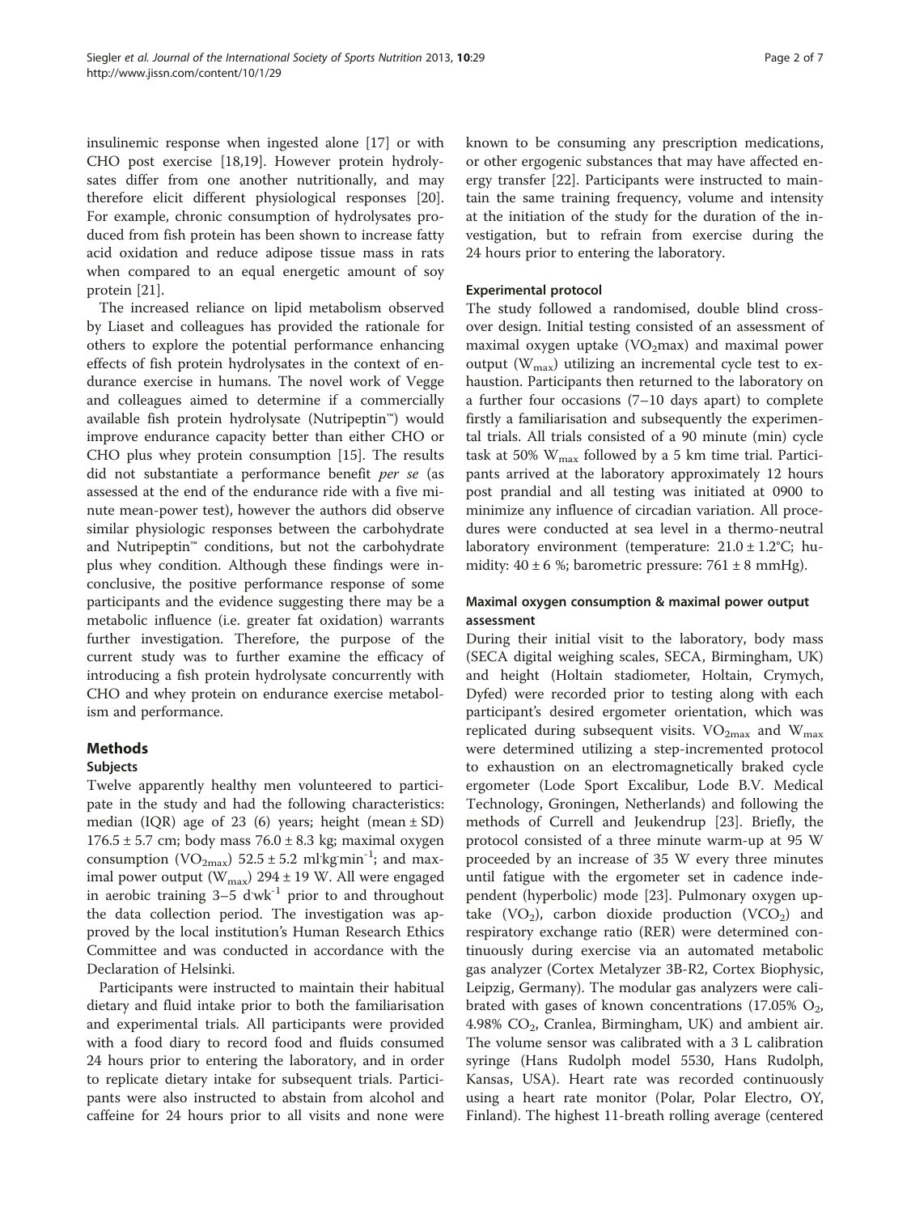insulinemic response when ingested alone [17] or with CHO post exercise [18,19]. However protein hydrolysates differ from one another nutritionally, and may therefore elicit different physiological responses [20]. For example, chronic consumption of hydrolysates produced from fish protein has been shown to increase fatty acid oxidation and reduce adipose tissue mass in rats when compared to an equal energetic amount of soy protein [21].

The increased reliance on lipid metabolism observed by Liaset and colleagues has provided the rationale for others to explore the potential performance enhancing effects of fish protein hydrolysates in the context of endurance exercise in humans. The novel work of Vegge and colleagues aimed to determine if a commercially available fish protein hydrolysate (Nutripeptin™) would improve endurance capacity better than either CHO or CHO plus whey protein consumption [15]. The results did not substantiate a performance benefit *per se* (as assessed at the end of the endurance ride with a five minute mean-power test), however the authors did observe similar physiologic responses between the carbohydrate and Nutripeptin™ conditions, but not the carbohydrate plus whey condition. Although these findings were inconclusive, the positive performance response of some participants and the evidence suggesting there may be a metabolic influence (i.e. greater fat oxidation) warrants further investigation. Therefore, the purpose of the current study was to further examine the efficacy of introducing a fish protein hydrolysate concurrently with CHO and whey protein on endurance exercise metabolism and performance.

## Methods

### Subjects

Twelve apparently healthy men volunteered to participate in the study and had the following characteristics: median (IQR) age of 23 (6) years; height (mean ± SD) 176.5 ± 5.7 cm; body mass 76.0 ± 8.3 kg; maximal oxygen consumption ($VO_{2max}$) 52.5 ± 5.2 $ml{\cdot}kg{\cdot}min^{-1}$; and maximal power output ($W_{max}$) 294 ± 19 W. All were engaged in aerobic training 3–5 $d{\cdot}wk^{-1}$ prior to and throughout the data collection period. The investigation was approved by the local institution's Human Research Ethics Committee and was conducted in accordance with the Declaration of Helsinki.

Participants were instructed to maintain their habitual dietary and fluid intake prior to both the familiarisation and experimental trials. All participants were provided with a food diary to record food and fluids consumed 24 hours prior to entering the laboratory, and in order to replicate dietary intake for subsequent trials. Participants were also instructed to abstain from alcohol and caffeine for 24 hours prior to all visits and none were known to be consuming any prescription medications, or other ergogenic substances that may have affected energy transfer [22]. Participants were instructed to maintain the same training frequency, volume and intensity at the initiation of the study for the duration of the investigation, but to refrain from exercise during the 24 hours prior to entering the laboratory.

### Experimental protocol

The study followed a randomised, double blind crossover design. Initial testing consisted of an assessment of maximal oxygen uptake ($VO_2$max) and maximal power output ($W_{max}$) utilizing an incremental cycle test to exhaustion. Participants then returned to the laboratory on a further four occasions (7–10 days apart) to complete firstly a familiarisation and subsequently the experimental trials. All trials consisted of a 90 minute (min) cycle task at 50% $W_{max}$ followed by a 5 km time trial. Participants arrived at the laboratory approximately 12 hours post prandial and all testing was initiated at 0900 to minimize any influence of circadian variation. All procedures were conducted at sea level in a thermo-neutral laboratory environment (temperature: 21.0 ± 1.2°C; humidity: 40 ± 6 %; barometric pressure: 761 ± 8 mmHg).

### Maximal oxygen consumption & maximal power output assessment

During their initial visit to the laboratory, body mass (SECA digital weighing scales, SECA, Birmingham, UK) and height (Holtain stadiometer, Holtain, Crymych, Dyfed) were recorded prior to testing along with each participant's desired ergometer orientation, which was replicated during subsequent visits. $VO_{2max}$ and $W_{max}$ were determined utilizing a step-incremented protocol to exhaustion on an electromagnetically braked cycle ergometer (Lode Sport Excalibur, Lode B.V. Medical Technology, Groningen, Netherlands) and following the methods of Currell and Jeukendrup [23]. Briefly, the protocol consisted of a three minute warm-up at 95 W proceeded by an increase of 35 W every three minutes until fatigue with the ergometer set in cadence independent (hyperbolic) mode [23]. Pulmonary oxygen uptake ($VO_2$), carbon dioxide production ($VCO_2$) and respiratory exchange ratio (RER) were determined continuously during exercise via an automated metabolic gas analyzer (Cortex Metalyzer 3B-R2, Cortex Biophysic, Leipzig, Germany). The modular gas analyzers were calibrated with gases of known concentrations (17.05% $O_2$, 4.98% $CO_2$, Cranlea, Birmingham, UK) and ambient air. The volume sensor was calibrated with a 3 L calibration syringe (Hans Rudolph model 5530, Hans Rudolph, Kansas, USA). Heart rate was recorded continuously using a heart rate monitor (Polar, Polar Electro, OY, Finland). The highest 11-breath rolling average (centered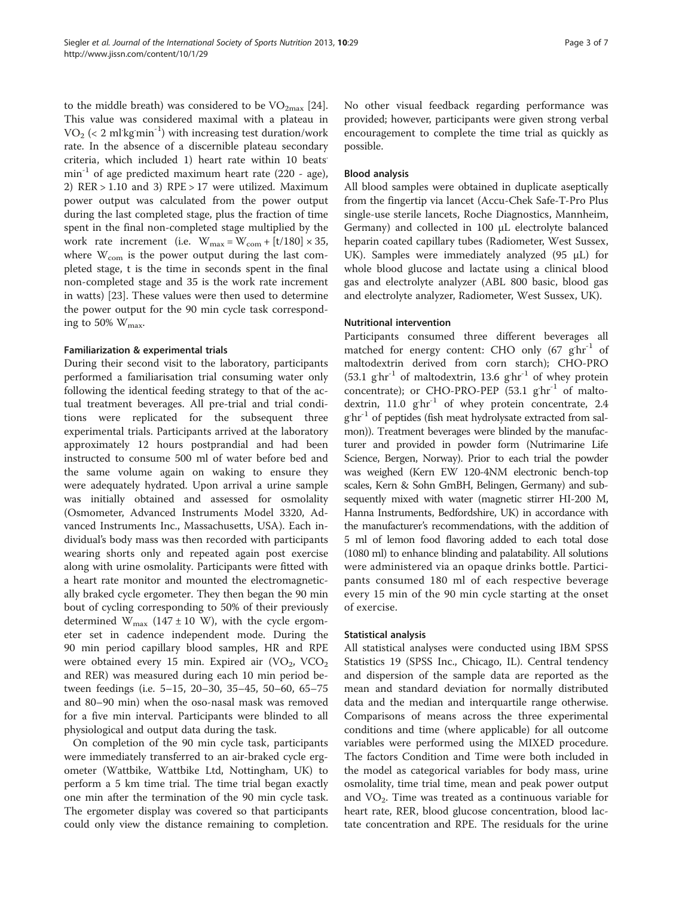to the middle breath) was considered to be $VO_{2max}$ [24]. This value was considered maximal with a plateau in $VO_2$ (< 2 ml·kg·min$^{-1}$) with increasing test duration/work rate. In the absence of a discernible plateau secondary criteria, which included 1) heart rate within 10 beats·min$^{-1}$ of age predicted maximum heart rate (220 - age), 2) RER > 1.10 and 3) RPE > 17 were utilized. Maximum power output was calculated from the power output during the last completed stage, plus the fraction of time spent in the final non-completed stage multiplied by the work rate increment (i.e. $W_{max} = W_{com} + [t/180] \times 35$, where $W_{com}$ is the power output during the last completed stage, t is the time in seconds spent in the final non-completed stage and 35 is the work rate increment in watts) [23]. These values were then used to determine the power output for the 90 min cycle task corresponding to 50% $W_{max}$.

### Familiarization & experimental trials

During their second visit to the laboratory, participants performed a familiarisation trial consuming water only following the identical feeding strategy to that of the actual treatment beverages. All pre-trial and trial conditions were replicated for the subsequent three experimental trials. Participants arrived at the laboratory approximately 12 hours postprandial and had been instructed to consume 500 ml of water before bed and the same volume again on waking to ensure they were adequately hydrated. Upon arrival a urine sample was initially obtained and assessed for osmolality (Osmometer, Advanced Instruments Model 3320, Advanced Instruments Inc., Massachusetts, USA). Each individual's body mass was then recorded with participants wearing shorts only and repeated again post exercise along with urine osmolality. Participants were fitted with a heart rate monitor and mounted the electromagnetically braked cycle ergometer. They then began the 90 min bout of cycling corresponding to 50% of their previously determined $W_{max}$ (147 ± 10 W), with the cycle ergometer set in cadence independent mode. During the 90 min period capillary blood samples, HR and RPE were obtained every 15 min. Expired air ($VO_2$, $VCO_2$ and RER) was measured during each 10 min period between feedings (i.e. 5–15, 20–30, 35–45, 50–60, 65–75 and 80–90 min) when the oso-nasal mask was removed for a five min interval. Participants were blinded to all physiological and output data during the task.

On completion of the 90 min cycle task, participants were immediately transferred to an air-braked cycle ergometer (Wattbike, Wattbike Ltd, Nottingham, UK) to perform a 5 km time trial. The time trial began exactly one min after the termination of the 90 min cycle task. The ergometer display was covered so that participants could only view the distance remaining to completion. No other visual feedback regarding performance was provided; however, participants were given strong verbal encouragement to complete the time trial as quickly as possible.

### Blood analysis

All blood samples were obtained in duplicate aseptically from the fingertip via lancet (Accu-Chek Safe-T-Pro Plus single-use sterile lancets, Roche Diagnostics, Mannheim, Germany) and collected in 100 μL electrolyte balanced heparin coated capillary tubes (Radiometer, West Sussex, UK). Samples were immediately analyzed (95 μL) for whole blood glucose and lactate using a clinical blood gas and electrolyte analyzer (ABL 800 basic, blood gas and electrolyte analyzer, Radiometer, West Sussex, UK).

### Nutritional intervention

Participants consumed three different beverages all matched for energy content: CHO only (67 g·hr$^{-1}$ of maltodextrin derived from corn starch); CHO-PRO (53.1 g·hr$^{-1}$ of maltodextrin, 13.6 g·hr$^{-1}$ of whey protein concentrate); or CHO-PRO-PEP (53.1 g·hr$^{-1}$ of maltodextrin, 11.0 g·hr$^{-1}$ of whey protein concentrate, 2.4 g·hr$^{-1}$ of peptides (fish meat hydrolysate extracted from salmon)). Treatment beverages were blinded by the manufacturer and provided in powder form (Nutrimarine Life Science, Bergen, Norway). Prior to each trial the powder was weighed (Kern EW 120-4NM electronic bench-top scales, Kern & Sohn GmBH, Belingen, Germany) and subsequently mixed with water (magnetic stirrer HI-200 M, Hanna Instruments, Bedfordshire, UK) in accordance with the manufacturer's recommendations, with the addition of 5 ml of lemon food flavoring added to each total dose (1080 ml) to enhance blinding and palatability. All solutions were administered via an opaque drinks bottle. Participants consumed 180 ml of each respective beverage every 15 min of the 90 min cycle starting at the onset of exercise.

### Statistical analysis

All statistical analyses were conducted using IBM SPSS Statistics 19 (SPSS Inc., Chicago, IL). Central tendency and dispersion of the sample data are reported as the mean and standard deviation for normally distributed data and the median and interquartile range otherwise. Comparisons of means across the three experimental conditions and time (where applicable) for all outcome variables were performed using the MIXED procedure. The factors Condition and Time were both included in the model as categorical variables for body mass, urine osmolality, time trial time, mean and peak power output and $VO_2$. Time was treated as a continuous variable for heart rate, RER, blood glucose concentration, blood lactate concentration and RPE. The residuals for the urine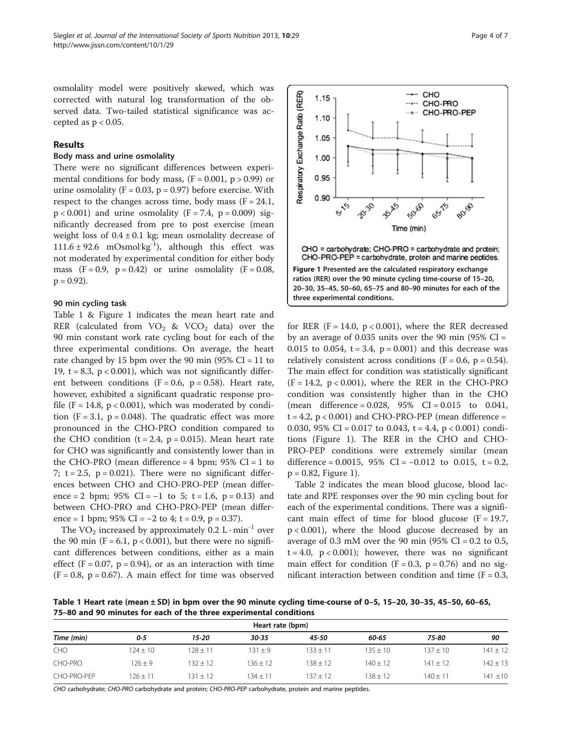osmolality model were positively skewed, which was corrected with natural log transformation of the observed data. Two-tailed statistical significance was accepted as $p < 0.05$.

## Results

### Body mass and urine osmolality

There were no significant differences between experimental conditions for body mass, ($F = 0.001$, $p > 0.99$) or urine osmolality ($F = 0.03$, $p = 0.97$) before exercise. With respect to the changes across time, body mass ($F = 24.1$, $p < 0.001$) and urine osmolality ($F = 7.4$, $p = 0.009$) significantly decreased from pre to post exercise (mean weight loss of $0.4 \pm 0.1$ kg; mean osmolality decrease of $111.6 \pm 92.6$ mOsmol·kg$^{-1}$), although this effect was not moderated by experimental condition for either body mass ($F = 0.9$, $p = 0.42$) or urine osmolality ($F = 0.08$, $p = 0.92$).

### 90 min cycling task

Table 1 & Figure 1 indicates the mean heart rate and RER (calculated from $VO_2$ & $VCO_2$ data) over the 90 min constant work rate cycling bout for each of the three experimental conditions. On average, the heart rate changed by 15 bpm over the 90 min (95% CI = 11 to 19, $t = 8.3$, $p < 0.001$), which was not significantly different between conditions ($F = 0.6$, $p = 0.58$). Heart rate, however, exhibited a significant quadratic response profile ($F = 14.8$, $p < 0.001$), which was moderated by condition ($F = 3.1$, $p = 0.048$). The quadratic effect was more pronounced in the CHO-PRO condition compared to the CHO condition ($t = 2.4$, $p = 0.015$). Mean heart rate for CHO was significantly and consistently lower than in the CHO-PRO (mean difference = 4 bpm; 95% CI = 1 to 7; $t = 2.5$, $p = 0.021$). There were no significant differences between CHO and CHO-PRO-PEP (mean difference = 2 bpm; 95% CI = −1 to 5; $t = 1.6$, $p = 0.13$) and between CHO-PRO and CHO-PRO-PEP (mean difference = 1 bpm; 95% CI = −2 to 4; $t = 0.9$, $p = 0.37$).

The $VO_2$ increased by approximately 0.2 L · min$^{-1}$ over the 90 min ($F = 6.1$, $p < 0.001$), but there were no significant differences between conditions, either as a main effect ($F = 0.07$, $p = 0.94$), or as an interaction with time ($F = 0.8$, $p = 0.67$). A main effect for time was observed for RER ($F = 14.0$, $p < 0.001$), where the RER decreased by an average of 0.035 units over the 90 min (95% CI = 0.015 to 0.054, $t = 3.4$, $p = 0.001$) and this decrease was relatively consistent across conditions ($F = 0.6$, $p = 0.54$). The main effect for condition was statistically significant ($F = 14.2$, $p < 0.001$), where the RER in the CHO-PRO condition was consistently higher than in the CHO (mean difference = 0.028, 95% CI = 0.015 to 0.041, $t = 4.2$, $p < 0.001$) and CHO-PRO-PEP (mean difference = 0.030, 95% CI = 0.017 to 0.043, $t = 4.4$, $p < 0.001$) conditions (Figure 1). The RER in the CHO and CHO-PRO-PEP conditions were extremely similar (mean difference = 0.0015, 95% CI = −0.012 to 0.015, $t = 0.2$, $p = 0.82$, Figure 1).

Table 2 indicates the mean blood glucose, blood lactate and RPE responses over the 90 min cycling bout for each of the experimental conditions. There was a significant main effect of time for blood glucose ($F = 19.7$, $p < 0.001$), where the blood glucose decreased by an average of 0.3 mM over the 90 min (95% CI = 0.2 to 0.5, $t = 4.0$, $p < 0.001$); however, there was no significant main effect for condition ($F = 0.3$, $p = 0.76$) and no significant interaction between condition and time ($F = 0.3$,

CHO = carbohydrate; CHO-PRO = carbohydrate and protein; CHO-PRO-PEP = carbohydrate, protein and marine peptides.

**Figure 1 Presented are the calculated respiratory exchange ratios (RER) over the 90 minute cycling time-course of 15–20, 20–30, 35–45, 50–60, 65–75 and 80–90 minutes for each of the three experimental conditions.**

**Table 1 Heart rate (mean ± SD) in bpm over the 90 minute cycling time-course of 0–5, 15–20, 30–35, 45–50, 60–65, 75–80 and 90 minutes for each of the three experimental conditions**

| | Heart rate (bpm) | | | | | | |
|---|---|---|---|---|---|---|---|
| *Time (min)* | *0-5* | *15-20* | *30-35* | *45-50* | *60-65* | *75-80* | *90* |
| CHO | 124 ± 10 | 128 ± 11 | 131 ± 9 | 133 ± 11 | 135 ± 10 | 137 ± 10 | 141 ± 12 |
| CHO-PRO | 126 ± 9 | 132 ± 12 | 136 ± 12 | 138 ± 12 | 140 ± 12 | 141 ± 12 | 142 ± 13 |
| CHO-PRO-PEP | 126 ± 11 | 131 ± 12 | 134 ± 11 | 137 ± 12 | 138 ± 12 | 140 ± 11 | 141 ±10 |

*CHO* carbohydrate; *CHO-PRO* carbohydrate and protein; *CHO-PRO-PEP* carbohydrate, protein and marine peptides.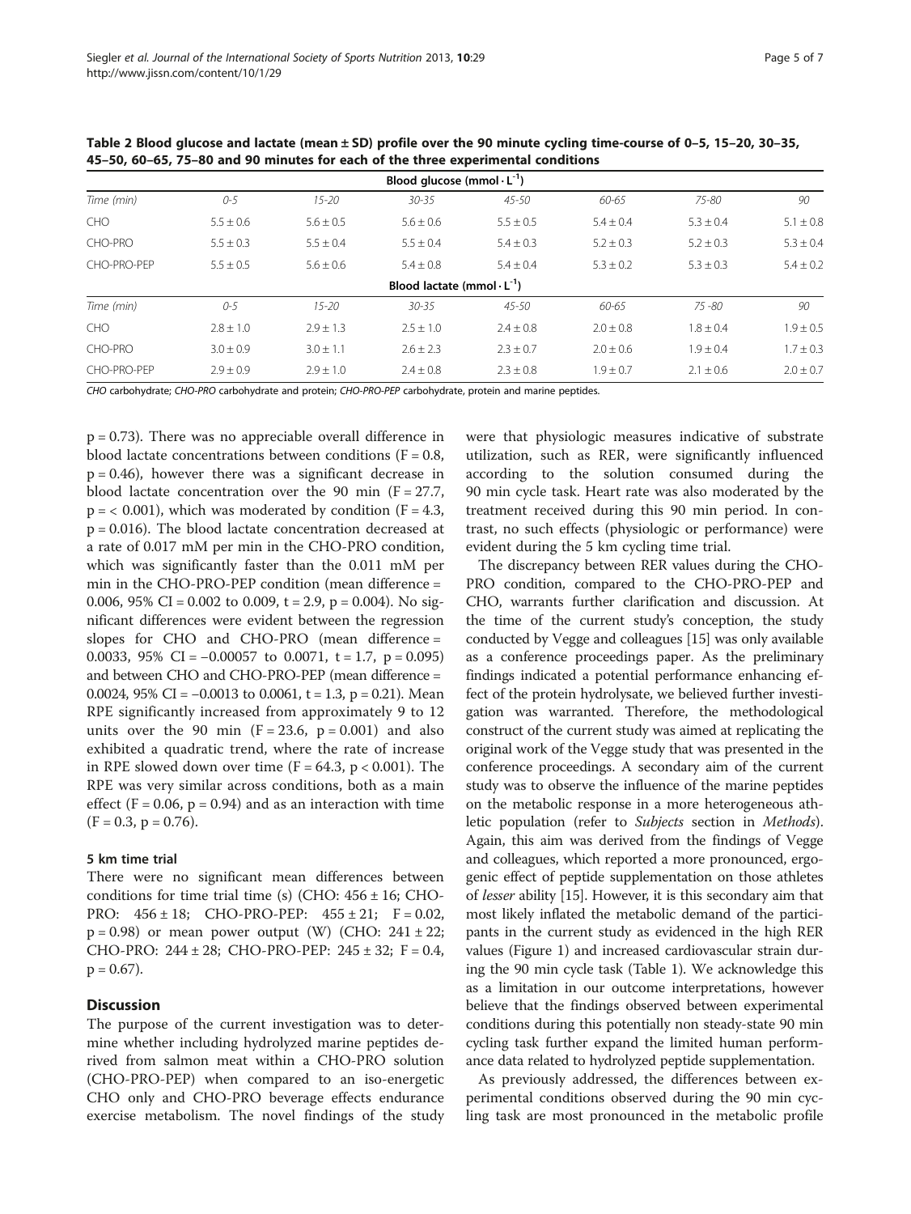**Table 2 Blood glucose and lactate (mean ± SD) profile over the 90 minute cycling time-course of 0–5, 15–20, 30–35, 45–50, 60–65, 75–80 and 90 minutes for each of the three experimental conditions**

| Blood glucose ($mmol \cdot L^{-1}$) | | | | | | | |
|---|---|---|---|---|---|---|---|
| *Time (min)* | *0-5* | *15-20* | *30-35* | *45-50* | *60-65* | *75-80* | *90* |
| CHO | 5.5 ± 0.6 | 5.6 ± 0.5 | 5.6 ± 0.6 | 5.5 ± 0.5 | 5.4 ± 0.4 | 5.3 ± 0.4 | 5.1 ± 0.8 |
| CHO-PRO | 5.5 ± 0.3 | 5.5 ± 0.4 | 5.5 ± 0.4 | 5.4 ± 0.3 | 5.2 ± 0.3 | 5.2 ± 0.3 | 5.3 ± 0.4 |
| CHO-PRO-PEP | 5.5 ± 0.5 | 5.6 ± 0.6 | 5.4 ± 0.8 | 5.4 ± 0.4 | 5.3 ± 0.2 | 5.3 ± 0.3 | 5.4 ± 0.2 |
| **Blood lactate ($mmol \cdot L^{-1}$)** | | | | | | | |
| *Time (min)* | *0-5* | *15-20* | *30-35* | *45-50* | *60-65* | *75 -80* | *90* |
| CHO | 2.8 ± 1.0 | 2.9 ± 1.3 | 2.5 ± 1.0 | 2.4 ± 0.8 | 2.0 ± 0.8 | 1.8 ± 0.4 | 1.9 ± 0.5 |
| CHO-PRO | 3.0 ± 0.9 | 3.0 ± 1.1 | 2.6 ± 2.3 | 2.3 ± 0.7 | 2.0 ± 0.6 | 1.9 ± 0.4 | 1.7 ± 0.3 |
| CHO-PRO-PEP | 2.9 ± 0.9 | 2.9 ± 1.0 | 2.4 ± 0.8 | 2.3 ± 0.8 | 1.9 ± 0.7 | 2.1 ± 0.6 | 2.0 ± 0.7 |

*CHO* carbohydrate; *CHO-PRO* carbohydrate and protein; *CHO-PRO-PEP* carbohydrate, protein and marine peptides.

$p = 0.73$). There was no appreciable overall difference in blood lactate concentrations between conditions ($F = 0.8$, $p = 0.46$), however there was a significant decrease in blood lactate concentration over the 90 min ($F = 27.7$, $p = < 0.001$), which was moderated by condition ($F = 4.3$, $p = 0.016$). The blood lactate concentration decreased at a rate of 0.017 mM per min in the CHO-PRO condition, which was significantly faster than the 0.011 mM per min in the CHO-PRO-PEP condition (mean difference = 0.006, 95% CI = 0.002 to 0.009, $t = 2.9$, $p = 0.004$). No significant differences were evident between the regression slopes for CHO and CHO-PRO (mean difference = 0.0033, 95% CI = −0.00057 to 0.0071, $t = 1.7$, $p = 0.095$) and between CHO and CHO-PRO-PEP (mean difference = 0.0024, 95% CI = −0.0013 to 0.0061, $t = 1.3$, $p = 0.21$). Mean RPE significantly increased from approximately 9 to 12 units over the 90 min ($F = 23.6$, $p = 0.001$) and also exhibited a quadratic trend, where the rate of increase in RPE slowed down over time ($F = 64.3$, $p < 0.001$). The RPE was very similar across conditions, both as a main effect ($F = 0.06$, $p = 0.94$) and as an interaction with time ($F = 0.3$, $p = 0.76$).

### 5 km time trial

There were no significant mean differences between conditions for time trial time (s) (CHO: 456 ± 16; CHO-PRO: 456 ± 18; CHO-PRO-PEP: 455 ± 21; $F = 0.02$, $p = 0.98$) or mean power output (W) (CHO: 241 ± 22; CHO-PRO: 244 ± 28; CHO-PRO-PEP: 245 ± 32; $F = 0.4$, $p = 0.67$).

## Discussion

The purpose of the current investigation was to determine whether including hydrolyzed marine peptides derived from salmon meat within a CHO-PRO solution (CHO-PRO-PEP) when compared to an iso-energetic CHO only and CHO-PRO beverage effects endurance exercise metabolism. The novel findings of the study were that physiologic measures indicative of substrate utilization, such as RER, were significantly influenced according to the solution consumed during the 90 min cycle task. Heart rate was also moderated by the treatment received during this 90 min period. In contrast, no such effects (physiologic or performance) were evident during the 5 km cycling time trial.

The discrepancy between RER values during the CHO-PRO condition, compared to the CHO-PRO-PEP and CHO, warrants further clarification and discussion. At the time of the current study's conception, the study conducted by Vegge and colleagues [15] was only available as a conference proceedings paper. As the preliminary findings indicated a potential performance enhancing effect of the protein hydrolysate, we believed further investigation was warranted. Therefore, the methodological construct of the current study was aimed at replicating the original work of the Vegge study that was presented in the conference proceedings. A secondary aim of the current study was to observe the influence of the marine peptides on the metabolic response in a more heterogeneous athletic population (refer to *Subjects* section in *Methods*). Again, this aim was derived from the findings of Vegge and colleagues, which reported a more pronounced, ergogenic effect of peptide supplementation on those athletes of *lesser* ability [15]. However, it is this secondary aim that most likely inflated the metabolic demand of the participants in the current study as evidenced in the high RER values (Figure 1) and increased cardiovascular strain during the 90 min cycle task (Table 1). We acknowledge this as a limitation in our outcome interpretations, however believe that the findings observed between experimental conditions during this potentially non steady-state 90 min cycling task further expand the limited human performance data related to hydrolyzed peptide supplementation.

As previously addressed, the differences between experimental conditions observed during the 90 min cycling task are most pronounced in the metabolic profile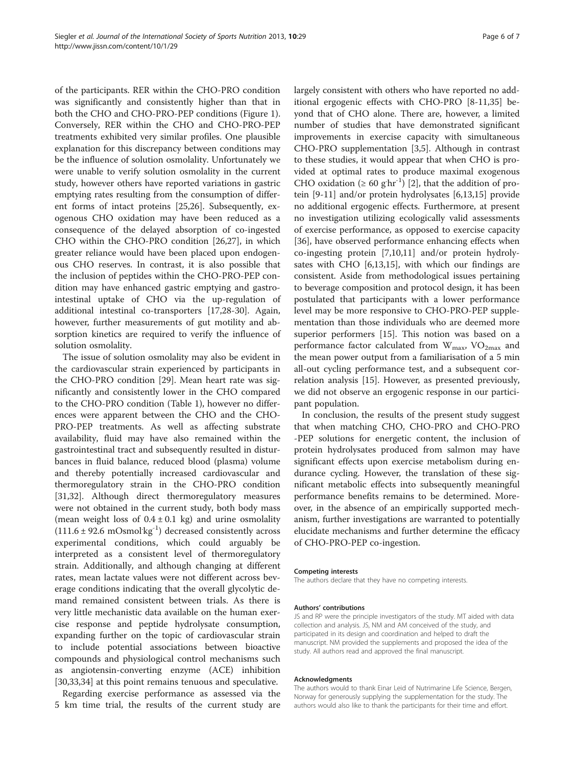of the participants. RER within the CHO-PRO condition was significantly and consistently higher than that in both the CHO and CHO-PRO-PEP conditions (Figure 1). Conversely, RER within the CHO and CHO-PRO-PEP treatments exhibited very similar profiles. One plausible explanation for this discrepancy between conditions may be the influence of solution osmolality. Unfortunately we were unable to verify solution osmolality in the current study, however others have reported variations in gastric emptying rates resulting from the consumption of different forms of intact proteins [25,26]. Subsequently, exogenous CHO oxidation may have been reduced as a consequence of the delayed absorption of co-ingested CHO within the CHO-PRO condition [26,27], in which greater reliance would have been placed upon endogenous CHO reserves. In contrast, it is also possible that the inclusion of peptides within the CHO-PRO-PEP condition may have enhanced gastric emptying and gastrointestinal uptake of CHO via the up-regulation of additional intestinal co-transporters [17,28-30]. Again, however, further measurements of gut motility and absorption kinetics are required to verify the influence of solution osmolality.

The issue of solution osmolality may also be evident in the cardiovascular strain experienced by participants in the CHO-PRO condition [29]. Mean heart rate was significantly and consistently lower in the CHO compared to the CHO-PRO condition (Table 1), however no differences were apparent between the CHO and the CHO-PRO-PEP treatments. As well as affecting substrate availability, fluid may have also remained within the gastrointestinal tract and subsequently resulted in disturbances in fluid balance, reduced blood (plasma) volume and thereby potentially increased cardiovascular and thermoregulatory strain in the CHO-PRO condition [31,32]. Although direct thermoregulatory measures were not obtained in the current study, both body mass (mean weight loss of $0.4 \pm 0.1$ kg) and urine osmolality ($111.6 \pm 92.6$ $mOsmol \cdot kg^{-1}$) decreased consistently across experimental conditions, which could arguably be interpreted as a consistent level of thermoregulatory strain. Additionally, and although changing at different rates, mean lactate values were not different across beverage conditions indicating that the overall glycolytic demand remained consistent between trials. As there is very little mechanistic data available on the human exercise response and peptide hydrolysate consumption, expanding further on the topic of cardiovascular strain to include potential associations between bioactive compounds and physiological control mechanisms such as angiotensin-converting enzyme (ACE) inhibition [30,33,34] at this point remains tenuous and speculative.

Regarding exercise performance as assessed via the 5 km time trial, the results of the current study are largely consistent with others who have reported no additional ergogenic effects with CHO-PRO [8-11,35] beyond that of CHO alone. There are, however, a limited number of studies that have demonstrated significant improvements in exercise capacity with simultaneous CHO-PRO supplementation [3,5]. Although in contrast to these studies, it would appear that when CHO is provided at optimal rates to produce maximal exogenous CHO oxidation ($\geq 60$ $g \cdot hr^{-1}$) [2], that the addition of protein [9-11] and/or protein hydrolysates [6,13,15] provide no additional ergogenic effects. Furthermore, at present no investigation utilizing ecologically valid assessments of exercise performance, as opposed to exercise capacity [36], have observed performance enhancing effects when co-ingesting protein [7,10,11] and/or protein hydrolysates with CHO [6,13,15], with which our findings are consistent. Aside from methodological issues pertaining to beverage composition and protocol design, it has been postulated that participants with a lower performance level may be more responsive to CHO-PRO-PEP supplementation than those individuals who are deemed more superior performers [15]. This notion was based on a performance factor calculated from $W_{max}$, $VO_{2max}$ and the mean power output from a familiarisation of a 5 min all-out cycling performance test, and a subsequent correlation analysis [15]. However, as presented previously, we did not observe an ergogenic response in our participant population.

In conclusion, the results of the present study suggest that when matching CHO, CHO-PRO and CHO-PRO -PEP solutions for energetic content, the inclusion of protein hydrolysates produced from salmon may have significant effects upon exercise metabolism during endurance cycling. However, the translation of these significant metabolic effects into subsequently meaningful performance benefits remains to be determined. Moreover, in the absence of an empirically supported mechanism, further investigations are warranted to potentially elucidate mechanisms and further determine the efficacy of CHO-PRO-PEP co-ingestion.

#### Competing interests

The authors declare that they have no competing interests.

#### Authors' contributions

JS and RP were the principle investigators of the study. MT aided with data collection and analysis. JS, NM and AM conceived of the study, and participated in its design and coordination and helped to draft the manuscript. NM provided the supplements and proposed the idea of the study. All authors read and approved the final manuscript.

#### Acknowledgments

The authors would to thank Einar Leid of Nutrimarine Life Science, Bergen, Norway for generously supplying the supplementation for the study. The authors would also like to thank the participants for their time and effort.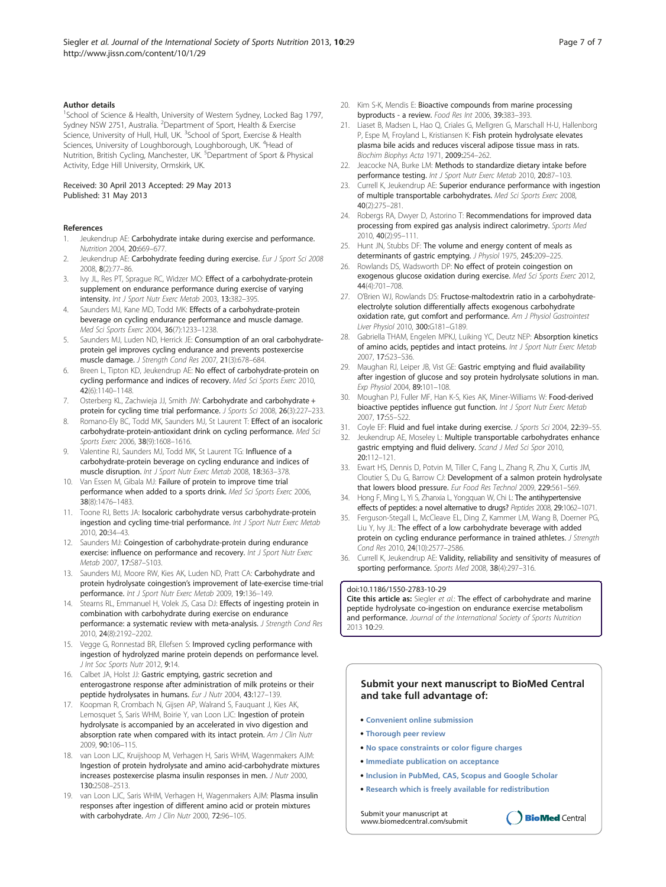#### Author details

[1]School of Science & Health, University of Western Sydney, Locked Bag 1797, Sydney NSW 2751, Australia. [2]Department of Sport, Health & Exercise Science, University of Hull, Hull, UK. [3]School of Sport, Exercise & Health Sciences, University of Loughborough, Loughborough, UK. [4]Head of Nutrition, British Cycling, Manchester, UK. [5]Department of Sport & Physical Activity, Edge Hill University, Ormskirk, UK.

Received: 30 April 2013 Accepted: 29 May 2013
Published: 31 May 2013

#### References

1. Jeukendrup AE: **Carbohydrate intake during exercise and performance.** *Nutrition* 2004, **20:**669–677.
2. Jeukendrup AE: **Carbohydrate feeding during exercise.** *Eur J Sport Sci 2008* 2008, **8**(2):77–86.
3. Ivy JL, Res PT, Sprague RC, Widzer MO: **Effect of a carbohydrate-protein supplement on endurance performance during exercise of varying intensity.** *Int J Sport Nutr Exerc Metab* 2003, **13:**382–395.
4. Saunders MJ, Kane MD, Todd MK: **Effects of a carbohydrate-protein beverage on cycling endurance performance and muscle damage.** *Med Sci Sports Exerc* 2004, **36**(7):1233–1238.
5. Saunders MJ, Luden ND, Herrick JE: **Consumption of an oral carbohydrate-protein gel improves cycling endurance and prevents postexercise muscle damage.** *J Strength Cond Res* 2007, **21**(3):678–684.
6. Breen L, Tipton KD, Jeukendrup AE: **No effect of carbohydrate-protein on cycling performance and indices of recovery.** *Med Sci Sports Exerc* 2010, **42**(6):1140–1148.
7. Osterberg KL, Zachwieja JJ, Smith JW: **Carbohydrate and carbohydrate + protein for cycling time trial performance.** *J Sports Sci* 2008, **26**(3):227–233.
8. Romano-Ely BC, Todd MK, Saunders MJ, St Laurent T: **Effect of an isocaloric carbohydrate-protein-antioxidant drink on cycling performance.** *Med Sci Sports Exerc* 2006, **38**(9):1608–1616.
9. Valentine RJ, Saunders MJ, Todd MK, St Laurent TG: **Influence of a carbohydrate-protein beverage on cycling endurance and indices of muscle disruption.** *Int J Sport Nutr Exerc Metab* 2008, **18:**363–378.
10. Van Essen M, Gibala MJ: **Failure of protein to improve time trial performance when added to a sports drink.** *Med Sci Sports Exerc* 2006, **38**(8):1476–1483.
11. Toone RJ, Betts JA: **Isocaloric carbohydrate versus carbohydrate-protein ingestion and cycling time-trial performance.** *Int J Sport Nutr Exerc Metab* 2010, **20:**34–43.
12. Saunders MJ: **Coingestion of carbohydrate-protein during endurance exercise: influence on performance and recovery.** *Int J Sport Nutr Exerc Metab* 2007, **17:**S87–S103.
13. Saunders MJ, Moore RW, Kies AK, Luden ND, Pratt CA: **Carbohydrate and protein hydrolysate coingestion's improvement of late-exercise time-trial performance.** *Int J Sport Nutr Exerc Metab* 2009, **19:**136–149.
14. Stearns RL, Emmanuel H, Volek JS, Casa DJ: **Effects of ingesting protein in combination with carbohydrate during exercise on endurance performance: a systematic review with meta-analysis.** *J Strength Cond Res* 2010, **24**(8):2192–2202.
15. Vegge G, Ronnestad BR, Ellefsen S: **Improved cycling performance with ingestion of hydrolyzed marine protein depends on performance level.** *J Int Soc Sports Nutr* 2012, **9:**14.
16. Calbet JA, Holst JJ: **Gastric emptying, gastric secretion and enterogastrone response after administration of milk proteins or their peptide hydrolysates in humans.** *Eur J Nutr* 2004, **43:**127–139.
17. Koopman R, Crombach N, Gijsen AP, Walrand S, Fauquant J, Kies AK, Lemosquet S, Saris WHM, Boirie Y, van Loon LJC: **Ingestion of protein hydrolysate is accompanied by an accelerated in vivo digestion and absorption rate when compared with its intact protein.** *Am J Clin Nutr* 2009, **90:**106–115.
18. van Loon LJC, Kruijshoop M, Verhagen H, Saris WHM, Wagenmakers AJM: **Ingestion of protein hydrolysate and amino acid-carbohydrate mixtures increases postexercise plasma insulin responses in men.** *J Nutr* 2000, **130:**2508–2513.
19. van Loon LJC, Saris WHM, Verhagen H, Wagenmakers AJM: **Plasma insulin responses after ingestion of different amino acid or protein mixtures with carbohydrate.** *Am J Clin Nutr* 2000, **72:**96–105.
20. Kim S-K, Mendis E: **Bioactive compounds from marine processing byproducts - a review.** *Food Res Int* 2006, **39:**383–393.
21. Liaset B, Madsen L, Hao Q, Criales G, Mellgren G, Marschall H-U, Hallenborg P, Espe M, Froyland L, Kristiansen K: **Fish protein hydrolysate elevates plasma bile acids and reduces visceral adipose tissue mass in rats.** *Biochim Biophys Acta* 1971, **2009:**254–262.
22. Jeacocke NA, Burke LM: **Methods to standardize dietary intake before performance testing.** *Int J Sport Nutr Exerc Metab* 2010, **20:**87–103.
23. Currell K, Jeukendrup AE: **Superior endurance performance with ingestion of multiple transportable carbohydrates.** *Med Sci Sports Exerc* 2008, **40**(2):275–281.
24. Robergs RA, Dwyer D, Astorino T: **Recommendations for improved data processing from expired gas analysis indirect calorimetry.** *Sports Med* 2010, **40**(2):95–111.
25. Hunt JN, Stubbs DF: **The volume and energy content of meals as determinants of gastric emptying.** *J Physiol* 1975, **245:**209–225.
26. Rowlands DS, Wadsworth DP: **No effect of protein coingestion on exogenous glucose oxidation during exercise.** *Med Sci Sports Exerc* 2012, **44**(4):701–708.
27. O'Brien WJ, Rowlands DS: **Fructose-maltodextrin ratio in a carbohydrate-electrolyte solution differentially affects exogenous carbohydrate oxidation rate, gut comfort and performance.** *Am J Physiol Gastrointest Liver Physiol* 2010, **300:**G181–G189.
28. Gabriella THAM, Engelen MPKJ, Luiking YC, Deutz NEP: **Absorption kinetics of amino acids, peptides and intact proteins.** *Int J Sport Nutr Exerc Metab* 2007, **17:**S23–S36.
29. Maughan RJ, Leiper JB, Vist GE: **Gastric emptying and fluid availability after ingestion of glucose and soy protein hydrolysate solutions in man.** *Exp Physiol* 2004, **89:**101–108.
30. Moughan PJ, Fuller MF, Han K-S, Kies AK, Miner-Williams W: **Food-derived bioactive peptides influence gut function.** *Int J Sport Nutr Exerc Metab* 2007, **17:**S5–S22.
31. Coyle EF: **Fluid and fuel intake during exercise.** *J Sports Sci* 2004, **22:**39–55.
32. Jeukendrup AE, Moseley L: **Multiple transportable carbohydrates enhance gastric emptying and fluid delivery.** *Scand J Med Sci Spor* 2010, **20:**112–121.
33. Ewart HS, Dennis D, Potvin M, Tiller C, Fang L, Zhang R, Zhu X, Curtis JM, Cloutier S, Du G, Barrow CJ: **Development of a salmon protein hydrolysate that lowers blood pressure.** *Eur Food Res Technol* 2009, **229:**561–569.
34. Hong F, Ming L, Yi S, Zhanxia L, Yongquan W, Chi L: **The antihypertensive effects of peptides: a novel alternative to drugs?** *Peptides* 2008, **29:**1062–1071.
35. Ferguson-Stegall L, McCleave EL, Ding Z, Kammer LM, Wang B, Doerner PG, Liu Y, Ivy JL: **The effect of a low carbohydrate beverage with added protein on cycling endurance performance in trained athletes.** *J Strength Cond Res* 2010, **24**(10):2577–2586.
36. Currell K, Jeukendrup AE: **Validity, reliability and sensitivity of measures of sporting performance.** *Sports Med* 2008, **38**(4):297–316.

doi:10.1186/1550-2783-10-29

**Cite this article as:** Siegler *et al.*: The effect of carbohydrate and marine peptide hydrolysate co-ingestion on endurance exercise metabolism and performance. *Journal of the International Society of Sports Nutrition* 2013 **10**:29.

**Submit your next manuscript to BioMed Central and take full advantage of:**

- **Convenient online submission**
- **Thorough peer review**
- **No space constraints or color figure charges**
- **Immediate publication on acceptance**
- **Inclusion in PubMed, CAS, Scopus and Google Scholar**
- **Research which is freely available for redistribution**

Submit your manuscript at
www.biomedcentral.com/submit

BioMed Central